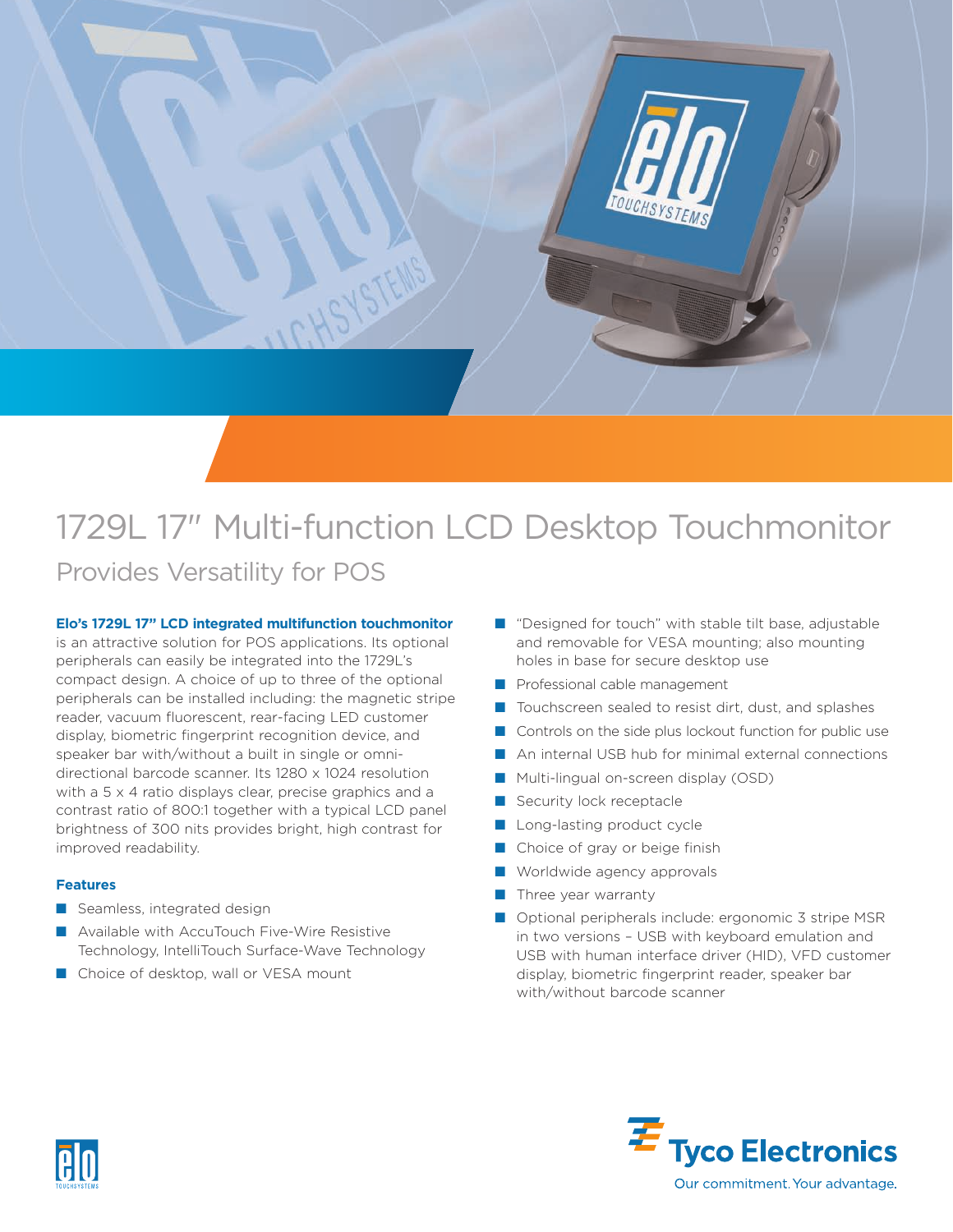# 1729L 17" Multi-function LCD Desktop Touchmonitor

## Provides Versatility for POS

**Elo's 1729L 17" LCD integrated multifunction touchmonitor** is an attractive solution for POS applications. Its optional peripherals can easily be integrated into the 1729L's compact design. A choice of up to three of the optional peripherals can be installed including: the magnetic stripe reader, vacuum fluorescent, rear-facing LED customer display, biometric fingerprint recognition device, and speaker bar with/without a built in single or omni-directional barcode scanner. Its 1280 x 1024 resolution with a 5 x 4 ratio displays clear, precise graphics and a contrast ratio of 800:1 together with a typical LCD panel brightness of 300 nits provides bright, high contrast for improved readability.

### Features

- Seamless, integrated design
- Available with AccuTouch Five-Wire Resistive Technology, IntelliTouch Surface-Wave Technology
- Choice of desktop, wall or VESA mount
- "Designed for touch" with stable tilt base, adjustable and removable for VESA mounting; also mounting holes in base for secure desktop use
- Professional cable management
- Touchscreen sealed to resist dirt, dust, and splashes
- Controls on the side plus lockout function for public use
- An internal USB hub for minimal external connections
- Multi-lingual on-screen display (OSD)
- Security lock receptacle
- Long-lasting product cycle
- Choice of gray or beige finish
- Worldwide agency approvals
- Three year warranty
- Optional peripherals include: ergonomic 3 stripe MSR in two versions – USB with keyboard emulation and USB with human interface driver (HID), VFD customer display, biometric fingerprint reader, speaker bar with/without barcode scanner

Tyco Electronics

Our commitment. Your advantage.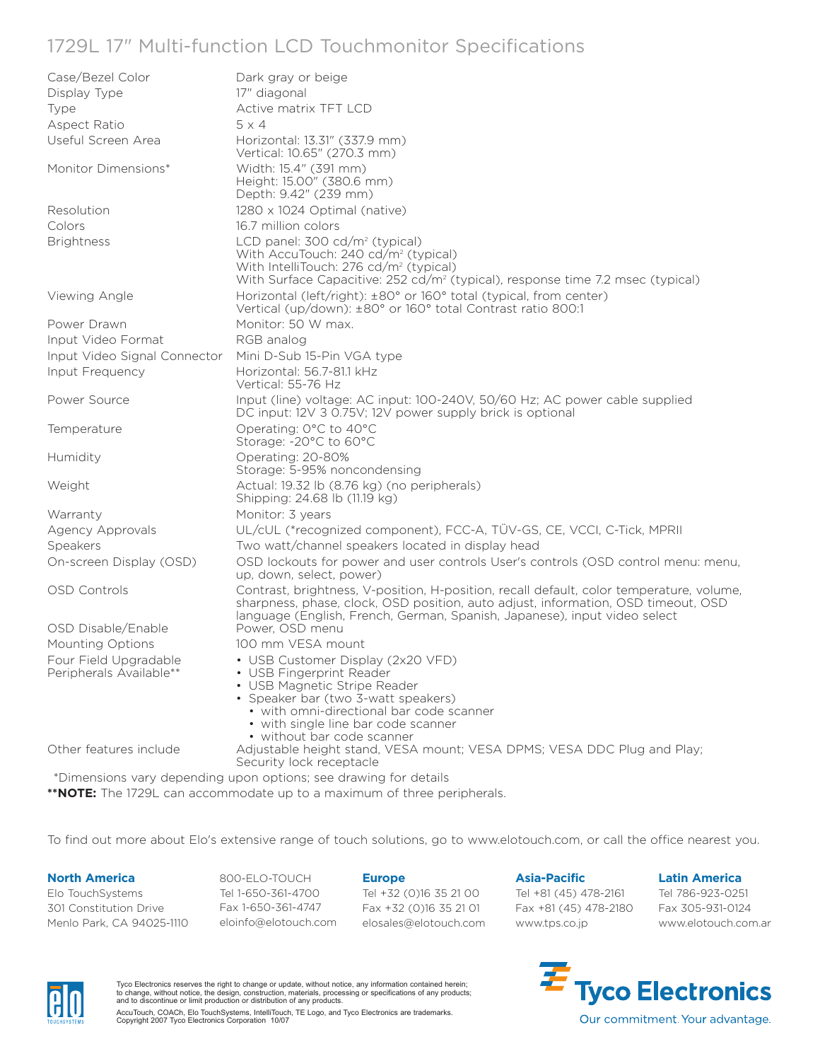# 1729L 17" Multi-function LCD Touchmonitor Specifications

| | |
|---|---|
| Case/Bezel Color | Dark gray or beige |
| Display Type | 17" diagonal |
| Type | Active matrix TFT LCD |
| Aspect Ratio | 5 x 4 |
| Useful Screen Area | Horizontal: 13.31" (337.9 mm)<br>Vertical: 10.65" (270.3 mm) |
| Monitor Dimensions* | Width: 15.4" (391 mm)<br>Height: 15.00" (380.6 mm)<br>Depth: 9.42" (239 mm) |
| Resolution | 1280 x 1024 Optimal (native) |
| Colors | 16.7 million colors |
| Brightness | LCD panel: 300 cd/m² (typical)<br>With AccuTouch: 240 cd/m² (typical)<br>With IntelliTouch: 276 cd/m² (typical)<br>With Surface Capacitive: 252 cd/m² (typical), response time 7.2 msec (typical) |
| Viewing Angle | Horizontal (left/right): ±80° or 160° total (typical, from center)<br>Vertical (up/down): ±80° or 160° total Contrast ratio 800:1 |
| Power Drawn | Monitor: 50 W max. |
| Input Video Format | RGB analog |
| Input Video Signal Connector | Mini D-Sub 15-Pin VGA type |
| Input Frequency | Horizontal: 56.7-81.1 kHz<br>Vertical: 55-76 Hz |
| Power Source | Input (line) voltage: AC input: 100-240V, 50/60 Hz; AC power cable supplied<br>DC input: 12V 3 0.75V; 12V power supply brick is optional |
| Temperature | Operating: 0°C to 40°C<br>Storage: -20°C to 60°C |
| Humidity | Operating: 20-80%<br>Storage: 5-95% noncondensing |
| Weight | Actual: 19.32 lb (8.76 kg) (no peripherals)<br>Shipping: 24.68 lb (11.19 kg) |
| Warranty | Monitor: 3 years |
| Agency Approvals | UL/cUL (*recognized component), FCC-A, TÜV-GS, CE, VCCI, C-Tick, MPRII |
| Speakers | Two watt/channel speakers located in display head |
| On-screen Display (OSD) | OSD lockouts for power and user controls User's controls (OSD control menu: menu, up, down, select, power) |
| OSD Controls | Contrast, brightness, V-position, H-position, recall default, color temperature, volume, sharpness, phase, clock, OSD position, auto adjust, information, OSD timeout, OSD language (English, French, German, Spanish, Japanese), input video select |
| OSD Disable/Enable | Power, OSD menu |
| Mounting Options | 100 mm VESA mount |
| Four Field Upgradable Peripherals Available** | • USB Customer Display (2x20 VFD)<br>• USB Fingerprint Reader<br>• USB Magnetic Stripe Reader<br>• Speaker bar (two 3-watt speakers)<br>  • with omni-directional bar code scanner<br>  • with single line bar code scanner<br>  • without bar code scanner |
| Other features include | Adjustable height stand, VESA mount; VESA DPMS; VESA DDC Plug and Play; Security lock receptacle |

*Dimensions vary depending upon options; see drawing for details

****NOTE:** The 1729L can accommodate up to a maximum of three peripherals.

To find out more about Elo's extensive range of touch solutions, go to www.elotouch.com, or call the office nearest you.

**North America**
Elo TouchSystems
301 Constitution Drive
Menlo Park, CA 94025-1110
800-ELO-TOUCH
Tel 1-650-361-4700
Fax 1-650-361-4747
eloinfo@elotouch.com

**Europe**
Tel +32 (0)16 35 21 00
Fax +32 (0)16 35 21 01
elosales@elotouch.com

**Asia-Pacific**
Tel +81 (45) 478-2161
Fax +81 (45) 478-2180
www.tps.co.jp

**Latin America**
Tel 786-923-0251
Fax 305-931-0124
www.elotouch.com.ar

Tyco Electronics reserves the right to change or update, without notice, any information contained herein; to change, without notice, the design, construction, materials, processing or specifications of any products; and to discontinue or limit production or distribution of any products.

AccuTouch, COACh, Elo TouchSystems, IntelliTouch, TE Logo, and Tyco Electronics are trademarks.
Copyright 2007 Tyco Electronics Corporation 10/07

Tyco Electronics
Our commitment. Your advantage.